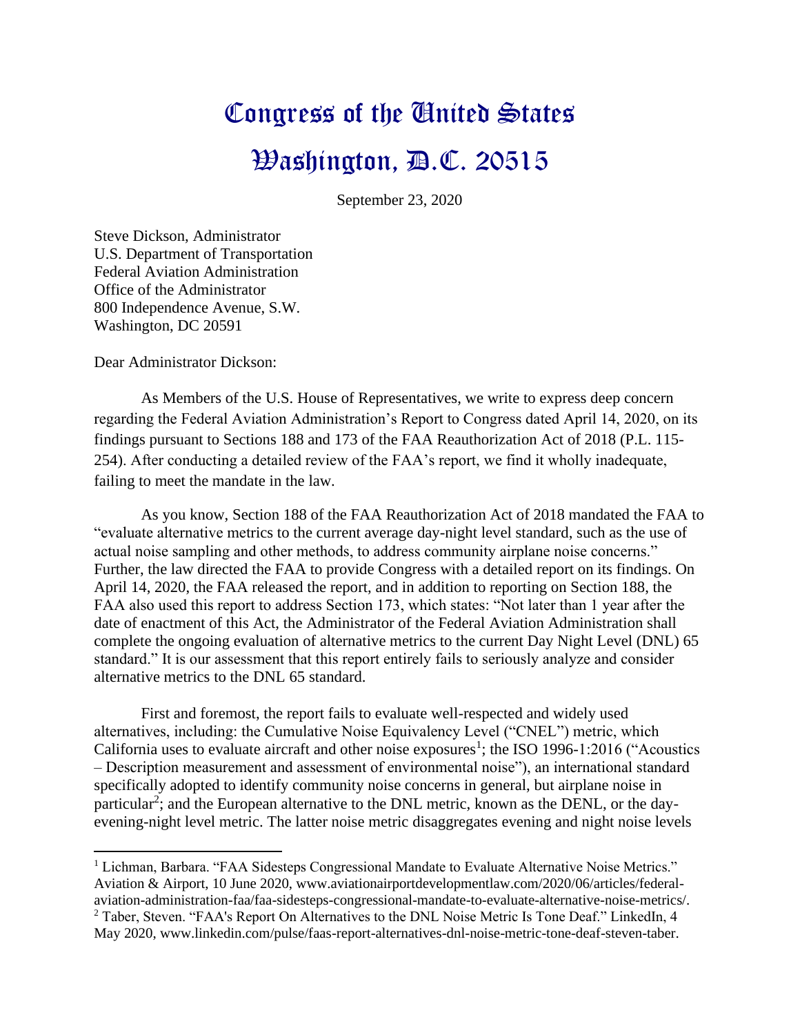# Congress of the United States

# Washington, D.C. 20515

September 23, 2020

Steve Dickson, Administrator
U.S. Department of Transportation
Federal Aviation Administration
Office of the Administrator
800 Independence Avenue, S.W.
Washington, DC 20591

Dear Administrator Dickson:

As Members of the U.S. House of Representatives, we write to express deep concern regarding the Federal Aviation Administration's Report to Congress dated April 14, 2020, on its findings pursuant to Sections 188 and 173 of the FAA Reauthorization Act of 2018 (P.L. 115-254). After conducting a detailed review of the FAA's report, we find it wholly inadequate, failing to meet the mandate in the law.

As you know, Section 188 of the FAA Reauthorization Act of 2018 mandated the FAA to "evaluate alternative metrics to the current average day-night level standard, such as the use of actual noise sampling and other methods, to address community airplane noise concerns." Further, the law directed the FAA to provide Congress with a detailed report on its findings. On April 14, 2020, the FAA released the report, and in addition to reporting on Section 188, the FAA also used this report to address Section 173, which states: "Not later than 1 year after the date of enactment of this Act, the Administrator of the Federal Aviation Administration shall complete the ongoing evaluation of alternative metrics to the current Day Night Level (DNL) 65 standard." It is our assessment that this report entirely fails to seriously analyze and consider alternative metrics to the DNL 65 standard.

First and foremost, the report fails to evaluate well-respected and widely used alternatives, including: the Cumulative Noise Equivalency Level ("CNEL") metric, which California uses to evaluate aircraft and other noise exposures[1]; the ISO 1996-1:2016 ("Acoustics – Description measurement and assessment of environmental noise"), an international standard specifically adopted to identify community noise concerns in general, but airplane noise in particular[2]; and the European alternative to the DNL metric, known as the DENL, or the day-evening-night level metric. The latter noise metric disaggregates evening and night noise levels

---

[1] Lichman, Barbara. "FAA Sidesteps Congressional Mandate to Evaluate Alternative Noise Metrics." Aviation & Airport, 10 June 2020, www.aviationairportdevelopmentlaw.com/2020/06/articles/federal-aviation-administration-faa/faa-sidesteps-congressional-mandate-to-evaluate-alternative-noise-metrics/.

[2] Taber, Steven. "FAA's Report On Alternatives to the DNL Noise Metric Is Tone Deaf." LinkedIn, 4 May 2020, www.linkedin.com/pulse/faas-report-alternatives-dnl-noise-metric-tone-deaf-steven-taber.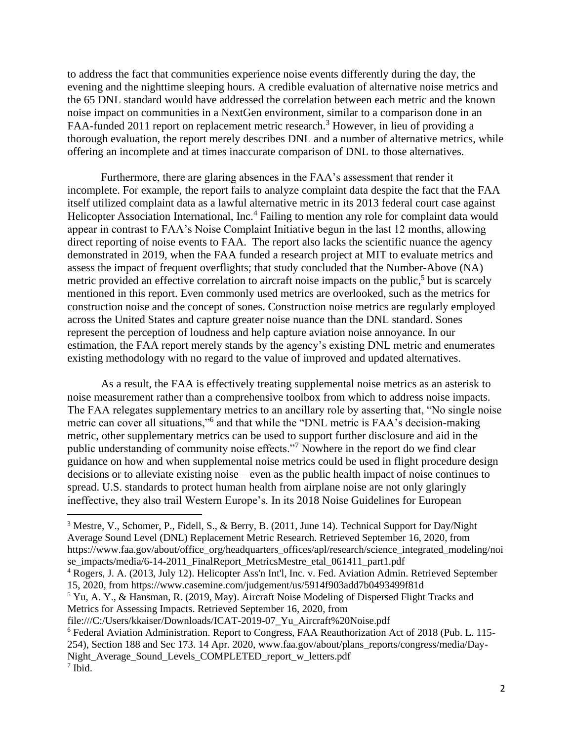to address the fact that communities experience noise events differently during the day, the evening and the nighttime sleeping hours. A credible evaluation of alternative noise metrics and the 65 DNL standard would have addressed the correlation between each metric and the known noise impact on communities in a NextGen environment, similar to a comparison done in an FAA-funded 2011 report on replacement metric research.[3] However, in lieu of providing a thorough evaluation, the report merely describes DNL and a number of alternative metrics, while offering an incomplete and at times inaccurate comparison of DNL to those alternatives.

Furthermore, there are glaring absences in the FAA's assessment that render it incomplete. For example, the report fails to analyze complaint data despite the fact that the FAA itself utilized complaint data as a lawful alternative metric in its 2013 federal court case against Helicopter Association International, Inc.[4] Failing to mention any role for complaint data would appear in contrast to FAA's Noise Complaint Initiative begun in the last 12 months, allowing direct reporting of noise events to FAA. The report also lacks the scientific nuance the agency demonstrated in 2019, when the FAA funded a research project at MIT to evaluate metrics and assess the impact of frequent overflights; that study concluded that the Number-Above (NA) metric provided an effective correlation to aircraft noise impacts on the public,[5] but is scarcely mentioned in this report. Even commonly used metrics are overlooked, such as the metrics for construction noise and the concept of sones. Construction noise metrics are regularly employed across the United States and capture greater noise nuance than the DNL standard. Sones represent the perception of loudness and help capture aviation noise annoyance. In our estimation, the FAA report merely stands by the agency's existing DNL metric and enumerates existing methodology with no regard to the value of improved and updated alternatives.

As a result, the FAA is effectively treating supplemental noise metrics as an asterisk to noise measurement rather than a comprehensive toolbox from which to address noise impacts. The FAA relegates supplementary metrics to an ancillary role by asserting that, "No single noise metric can cover all situations,"[6] and that while the "DNL metric is FAA's decision-making metric, other supplementary metrics can be used to support further disclosure and aid in the public understanding of community noise effects."[7] Nowhere in the report do we find clear guidance on how and when supplemental noise metrics could be used in flight procedure design decisions or to alleviate existing noise – even as the public health impact of noise continues to spread. U.S. standards to protect human health from airplane noise are not only glaringly ineffective, they also trail Western Europe's. In its 2018 Noise Guidelines for European

---

[3] Mestre, V., Schomer, P., Fidell, S., & Berry, B. (2011, June 14). Technical Support for Day/Night Average Sound Level (DNL) Replacement Metric Research. Retrieved September 16, 2020, from https://www.faa.gov/about/office_org/headquarters_offices/apl/research/science_integrated_modeling/noise_impacts/media/6-14-2011_FinalReport_MetricsMestre_etal_061411_part1.pdf

[4] Rogers, J. A. (2013, July 12). Helicopter Ass'n Int'l, Inc. v. Fed. Aviation Admin. Retrieved September 15, 2020, from https://www.casemine.com/judgement/us/5914f903add7b0493499f81d

[5] Yu, A. Y., & Hansman, R. (2019, May). Aircraft Noise Modeling of Dispersed Flight Tracks and Metrics for Assessing Impacts. Retrieved September 16, 2020, from file:///C:/Users/kkaiser/Downloads/ICAT-2019-07_Yu_Aircraft%20Noise.pdf

[6] Federal Aviation Administration. Report to Congress, FAA Reauthorization Act of 2018 (Pub. L. 115-254), Section 188 and Sec 173. 14 Apr. 2020, www.faa.gov/about/plans_reports/congress/media/Day-Night_Average_Sound_Levels_COMPLETED_report_w_letters.pdf

[7] Ibid.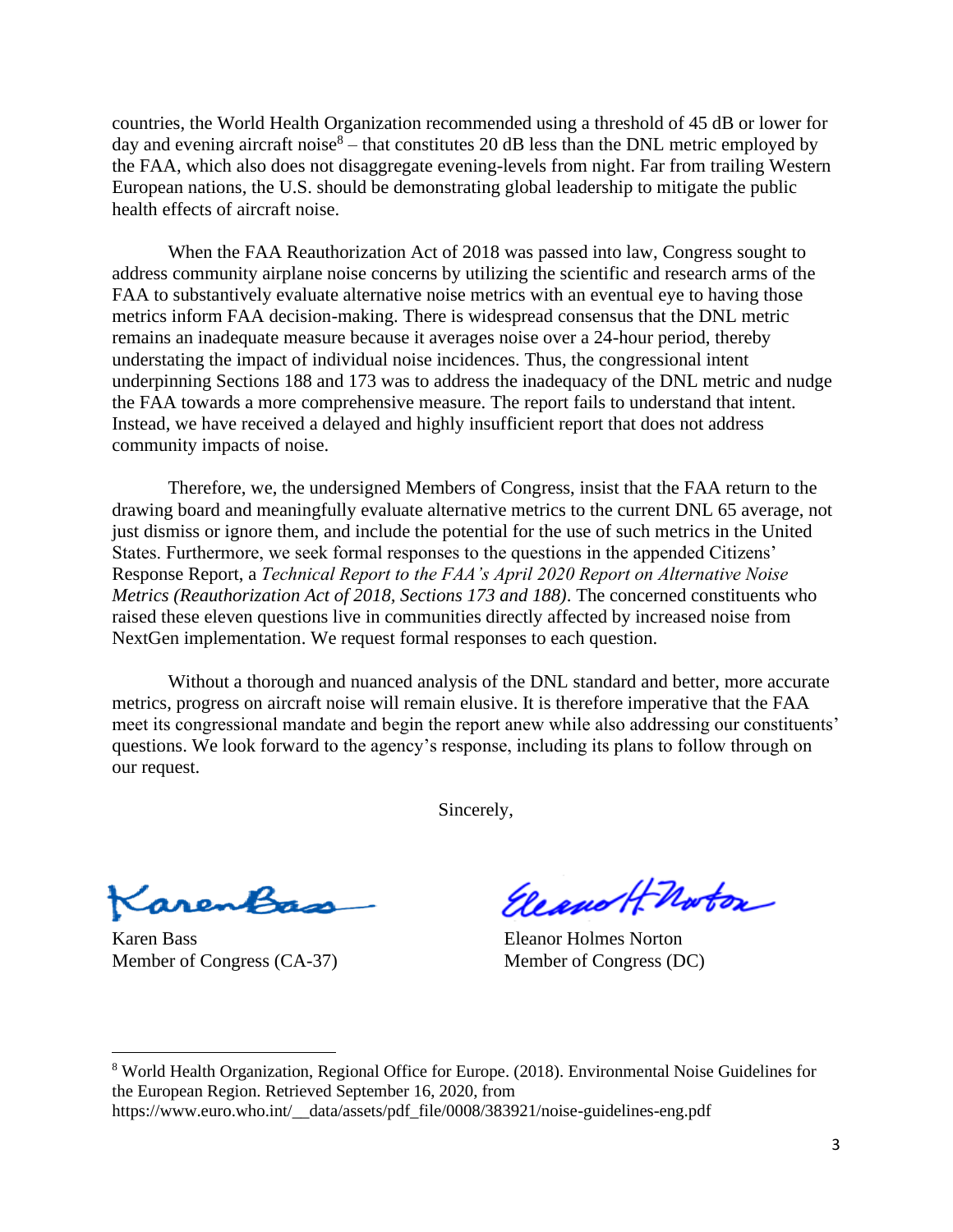countries, the World Health Organization recommended using a threshold of 45 dB or lower for day and evening aircraft noise[8] – that constitutes 20 dB less than the DNL metric employed by the FAA, which also does not disaggregate evening-levels from night. Far from trailing Western European nations, the U.S. should be demonstrating global leadership to mitigate the public health effects of aircraft noise.

When the FAA Reauthorization Act of 2018 was passed into law, Congress sought to address community airplane noise concerns by utilizing the scientific and research arms of the FAA to substantively evaluate alternative noise metrics with an eventual eye to having those metrics inform FAA decision-making. There is widespread consensus that the DNL metric remains an inadequate measure because it averages noise over a 24-hour period, thereby understating the impact of individual noise incidences. Thus, the congressional intent underpinning Sections 188 and 173 was to address the inadequacy of the DNL metric and nudge the FAA towards a more comprehensive measure. The report fails to understand that intent. Instead, we have received a delayed and highly insufficient report that does not address community impacts of noise.

Therefore, we, the undersigned Members of Congress, insist that the FAA return to the drawing board and meaningfully evaluate alternative metrics to the current DNL 65 average, not just dismiss or ignore them, and include the potential for the use of such metrics in the United States. Furthermore, we seek formal responses to the questions in the appended Citizens' Response Report, a *Technical Report to the FAA's April 2020 Report on Alternative Noise Metrics (Reauthorization Act of 2018, Sections 173 and 188)*. The concerned constituents who raised these eleven questions live in communities directly affected by increased noise from NextGen implementation. We request formal responses to each question.

Without a thorough and nuanced analysis of the DNL standard and better, more accurate metrics, progress on aircraft noise will remain elusive. It is therefore imperative that the FAA meet its congressional mandate and begin the report anew while also addressing our constituents' questions. We look forward to the agency's response, including its plans to follow through on our request.

Sincerely,

Karen Bass
Member of Congress (CA-37)

Eleanor Holmes Norton
Member of Congress (DC)

---

[8] World Health Organization, Regional Office for Europe. (2018). Environmental Noise Guidelines for the European Region. Retrieved September 16, 2020, from https://www.euro.who.int/__data/assets/pdf_file/0008/383921/noise-guidelines-eng.pdf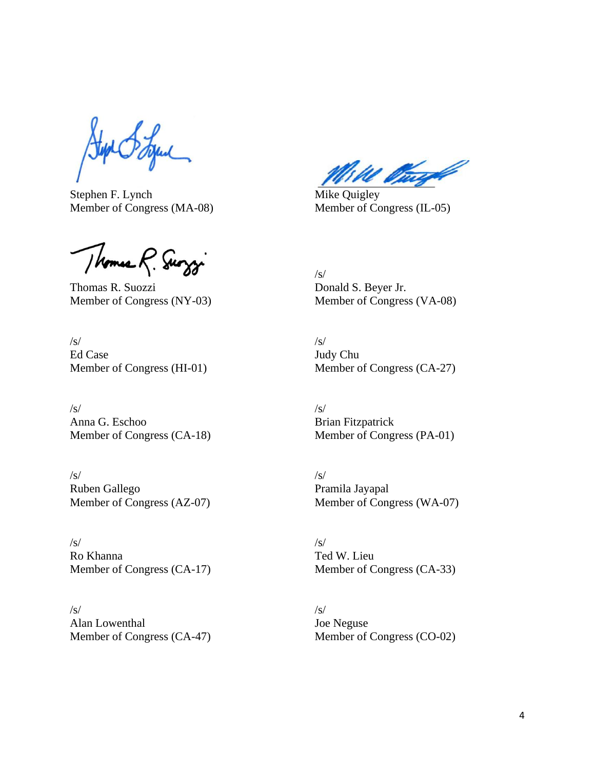Stephen F. Lynch
Member of Congress (MA-08)

Mike Quigley
Member of Congress (IL-05)

Thomas R. Suozzi
Member of Congress (NY-03)

/s/
Donald S. Beyer Jr.
Member of Congress (VA-08)

/s/
Ed Case
Member of Congress (HI-01)

/s/
Judy Chu
Member of Congress (CA-27)

/s/
Anna G. Eschoo
Member of Congress (CA-18)

/s/
Brian Fitzpatrick
Member of Congress (PA-01)

/s/
Ruben Gallego
Member of Congress (AZ-07)

/s/
Pramila Jayapal
Member of Congress (WA-07)

/s/
Ro Khanna
Member of Congress (CA-17)

/s/
Ted W. Lieu
Member of Congress (CA-33)

/s/
Alan Lowenthal
Member of Congress (CA-47)

/s/
Joe Neguse
Member of Congress (CO-02)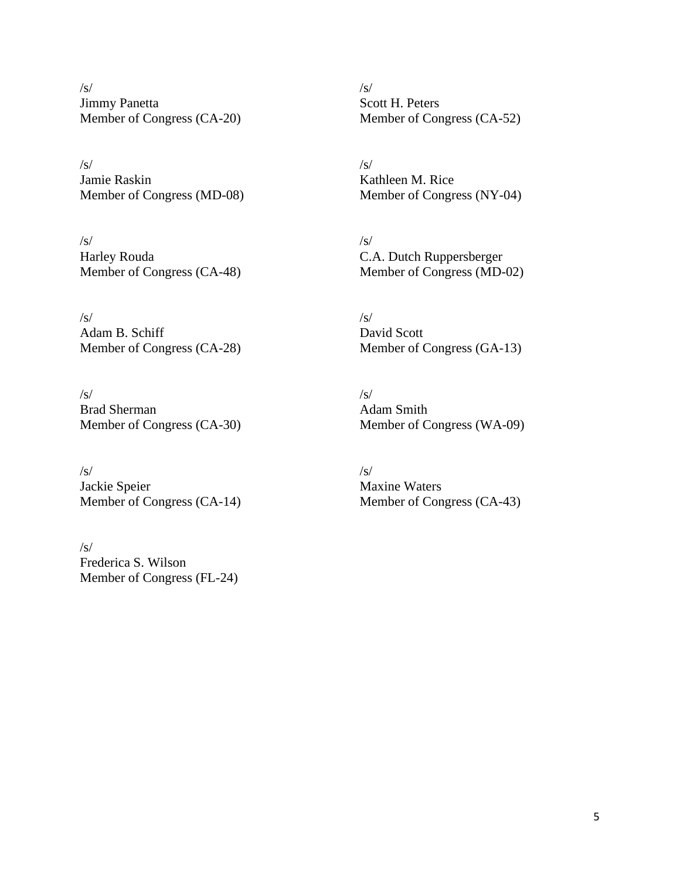/s/
Jimmy Panetta
Member of Congress (CA-20)

/s/
Scott H. Peters
Member of Congress (CA-52)

/s/
Jamie Raskin
Member of Congress (MD-08)

/s/
Kathleen M. Rice
Member of Congress (NY-04)

/s/
Harley Rouda
Member of Congress (CA-48)

/s/
C.A. Dutch Ruppersberger
Member of Congress (MD-02)

/s/
Adam B. Schiff
Member of Congress (CA-28)

/s/
David Scott
Member of Congress (GA-13)

/s/
Brad Sherman
Member of Congress (CA-30)

/s/
Adam Smith
Member of Congress (WA-09)

/s/
Jackie Speier
Member of Congress (CA-14)

/s/
Maxine Waters
Member of Congress (CA-43)

/s/
Frederica S. Wilson
Member of Congress (FL-24)